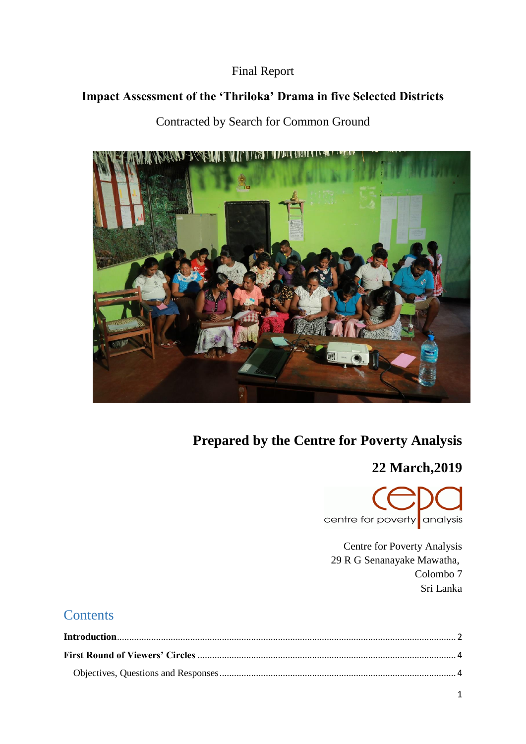Final Report

# Impact Assessment of the 'Thriloka' Drama in five Selected Districts

Contracted by Search for Common Ground

**Prepared by the Centre for Poverty Analysis**

**22 March,2019**

Centre for Poverty Analysis
29 R G Senanayake Mawatha,
Colombo 7
Sri Lanka

## Contents

**Introduction** .......... 2

**First Round of Viewers' Circles** .......... 4

Objectives, Questions and Responses .......... 4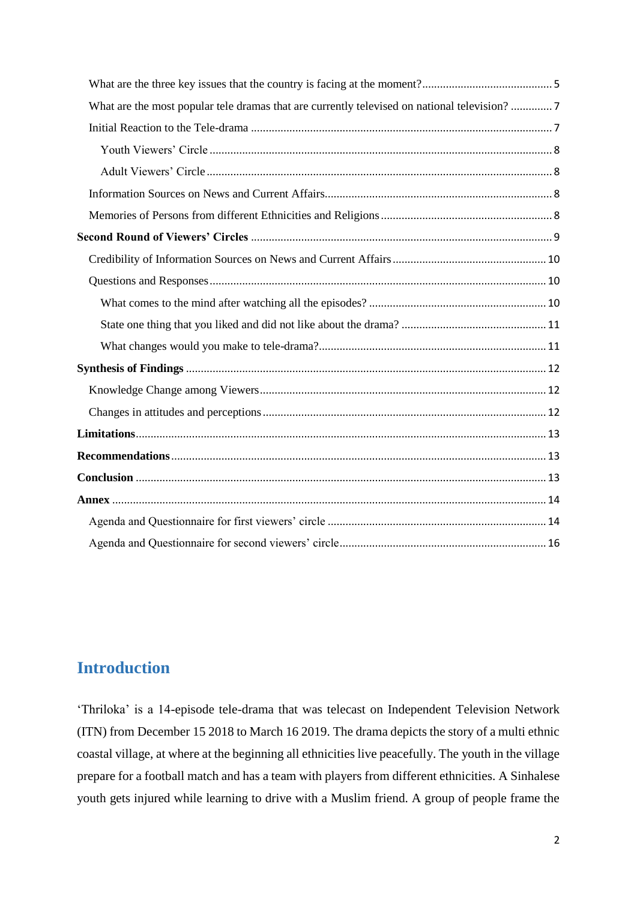What are the three key issues that the country is facing at the moment? 5

What are the most popular tele dramas that are currently televised on national television? 7

Initial Reaction to the Tele-drama 7

Youth Viewers' Circle 8

Adult Viewers' Circle 8

Information Sources on News and Current Affairs 8

Memories of Persons from different Ethnicities and Religions 8

**Second Round of Viewers' Circles** 9

Credibility of Information Sources on News and Current Affairs 10

Questions and Responses 10

What comes to the mind after watching all the episodes? 10

State one thing that you liked and did not like about the drama? 11

What changes would you make to tele-drama? 11

**Synthesis of Findings** 12

Knowledge Change among Viewers 12

Changes in attitudes and perceptions 12

**Limitations** 13

**Recommendations** 13

**Conclusion** 13

**Annex** 14

Agenda and Questionnaire for first viewers' circle 14

Agenda and Questionnaire for second viewers' circle 16

# Introduction

'Thriloka' is a 14-episode tele-drama that was telecast on Independent Television Network (ITN) from December 15 2018 to March 16 2019. The drama depicts the story of a multi ethnic coastal village, at where at the beginning all ethnicities live peacefully. The youth in the village prepare for a football match and has a team with players from different ethnicities. A Sinhalese youth gets injured while learning to drive with a Muslim friend. A group of people frame the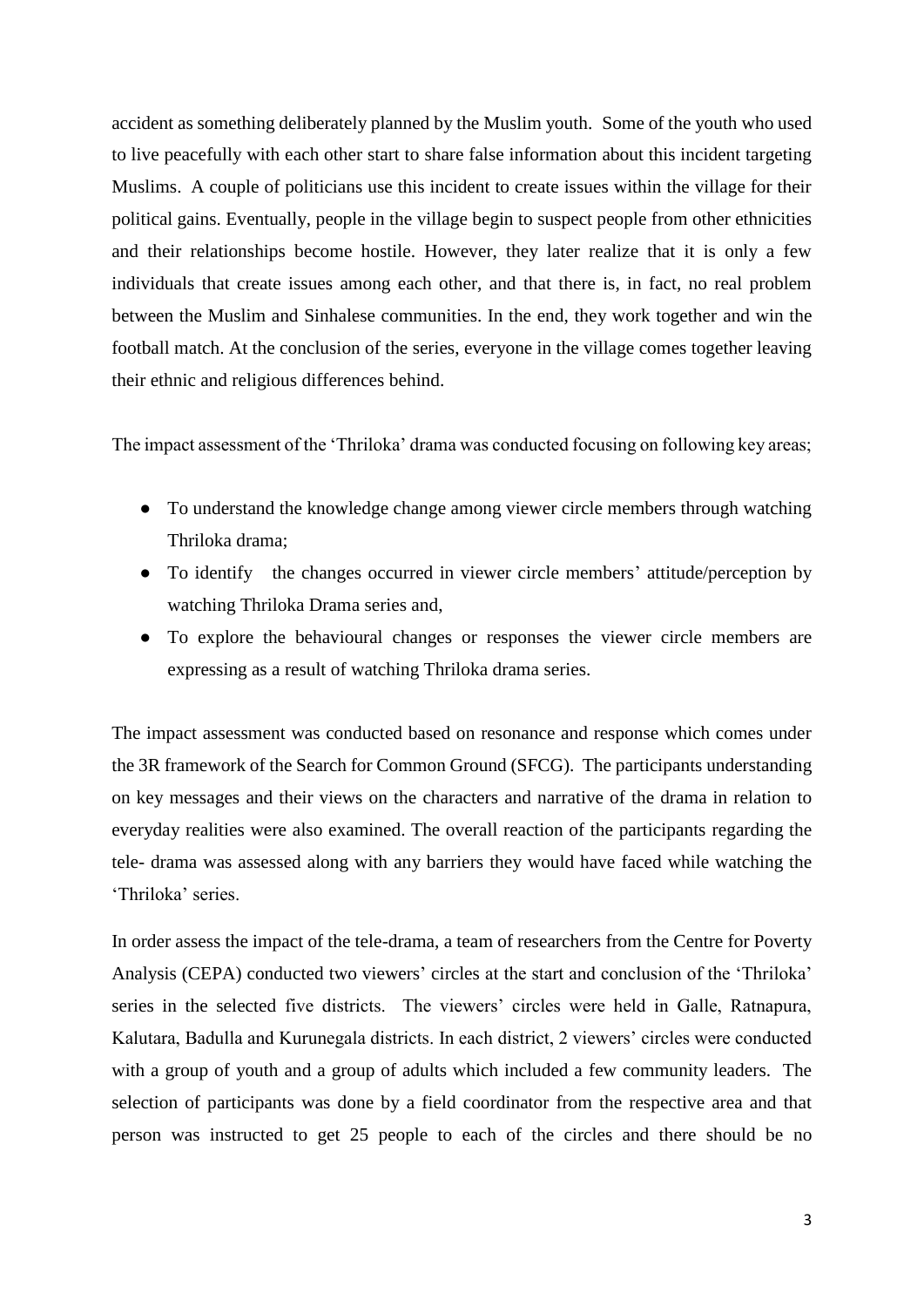accident as something deliberately planned by the Muslim youth. Some of the youth who used to live peacefully with each other start to share false information about this incident targeting Muslims. A couple of politicians use this incident to create issues within the village for their political gains. Eventually, people in the village begin to suspect people from other ethnicities and their relationships become hostile. However, they later realize that it is only a few individuals that create issues among each other, and that there is, in fact, no real problem between the Muslim and Sinhalese communities. In the end, they work together and win the football match. At the conclusion of the series, everyone in the village comes together leaving their ethnic and religious differences behind.

The impact assessment of the 'Thriloka' drama was conducted focusing on following key areas;

- To understand the knowledge change among viewer circle members through watching Thriloka drama;
- To identify the changes occurred in viewer circle members' attitude/perception by watching Thriloka Drama series and,
- To explore the behavioural changes or responses the viewer circle members are expressing as a result of watching Thriloka drama series.

The impact assessment was conducted based on resonance and response which comes under the 3R framework of the Search for Common Ground (SFCG). The participants understanding on key messages and their views on the characters and narrative of the drama in relation to everyday realities were also examined. The overall reaction of the participants regarding the tele- drama was assessed along with any barriers they would have faced while watching the 'Thriloka' series.

In order assess the impact of the tele-drama, a team of researchers from the Centre for Poverty Analysis (CEPA) conducted two viewers' circles at the start and conclusion of the 'Thriloka' series in the selected five districts. The viewers' circles were held in Galle, Ratnapura, Kalutara, Badulla and Kurunegala districts. In each district, 2 viewers' circles were conducted with a group of youth and a group of adults which included a few community leaders. The selection of participants was done by a field coordinator from the respective area and that person was instructed to get 25 people to each of the circles and there should be no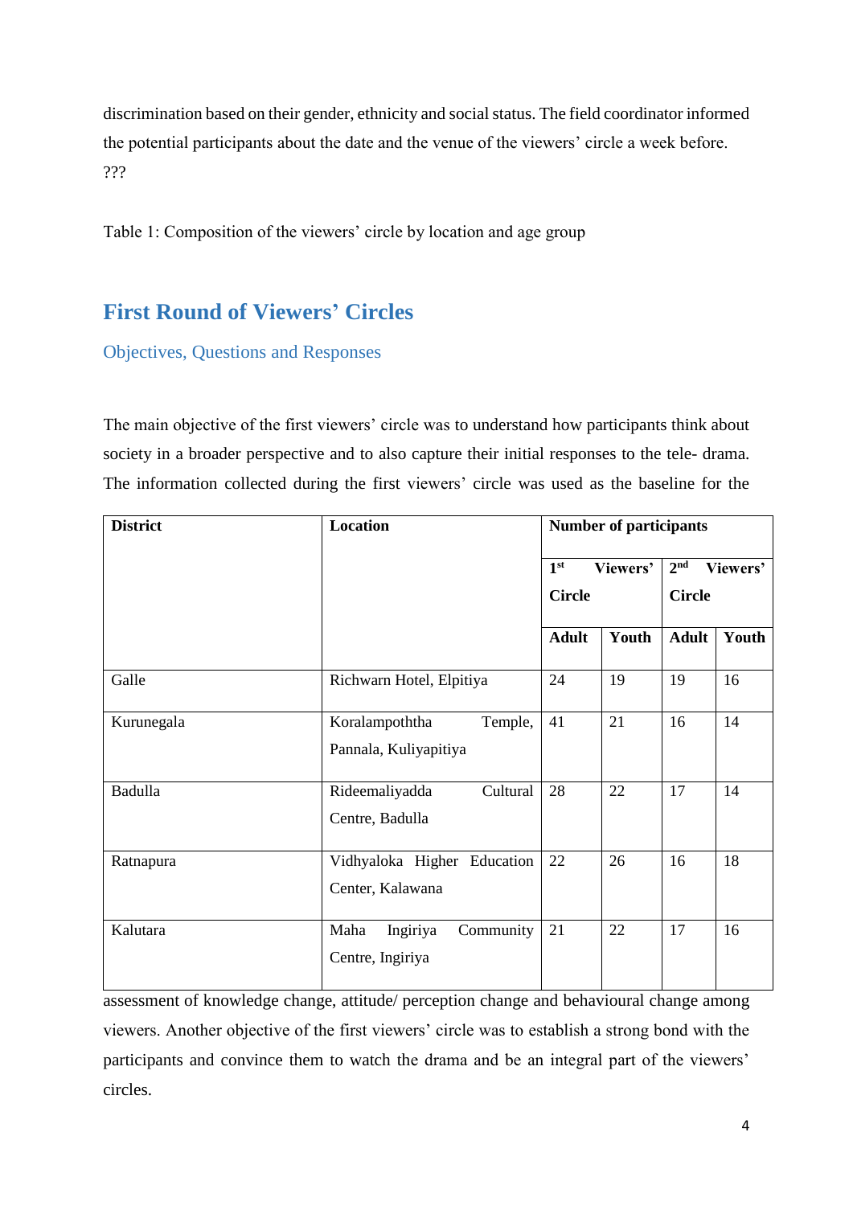discrimination based on their gender, ethnicity and social status. The field coordinator informed the potential participants about the date and the venue of the viewers' circle a week before. ???

Table 1: Composition of the viewers' circle by location and age group

| District | Location | Number of participants | | | |
|---|---|---|---|---|---|
| | | 1st Viewers' Circle | | 2nd Viewers' Circle | |
| | | Adult | Youth | Adult | Youth |
| Galle | Richwarn Hotel, Elpitiya | 24 | 19 | 19 | 16 |
| Kurunegala | Koralampoththa Temple, Pannala, Kuliyapitiya | 41 | 21 | 16 | 14 |
| Badulla | Rideemaliyadda Cultural Centre, Badulla | 28 | 22 | 17 | 14 |
| Ratnapura | Vidhyaloka Higher Education Center, Kalawana | 22 | 26 | 16 | 18 |
| Kalutara | Maha Ingiriya Community Centre, Ingiriya | 21 | 22 | 17 | 16 |

## First Round of Viewers' Circles

### Objectives, Questions and Responses

The main objective of the first viewers' circle was to understand how participants think about society in a broader perspective and to also capture their initial responses to the tele- drama. The information collected during the first viewers' circle was used as the baseline for the assessment of knowledge change, attitude/ perception change and behavioural change among viewers. Another objective of the first viewers' circle was to establish a strong bond with the participants and convince them to watch the drama and be an integral part of the viewers' circles.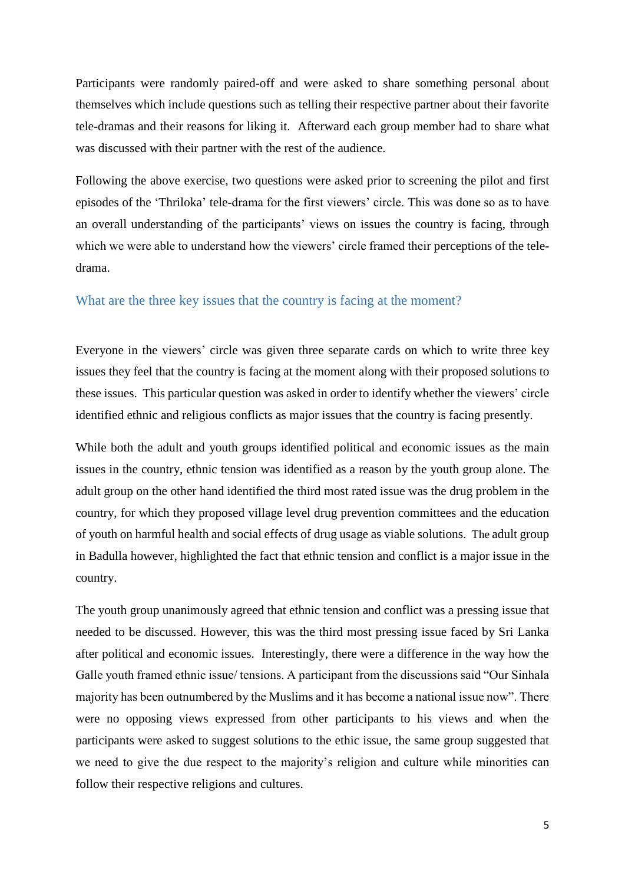Participants were randomly paired-off and were asked to share something personal about themselves which include questions such as telling their respective partner about their favorite tele-dramas and their reasons for liking it. Afterward each group member had to share what was discussed with their partner with the rest of the audience.

Following the above exercise, two questions were asked prior to screening the pilot and first episodes of the 'Thriloka' tele-drama for the first viewers' circle. This was done so as to have an overall understanding of the participants' views on issues the country is facing, through which we were able to understand how the viewers' circle framed their perceptions of the tele-drama.

### What are the three key issues that the country is facing at the moment?

Everyone in the viewers' circle was given three separate cards on which to write three key issues they feel that the country is facing at the moment along with their proposed solutions to these issues. This particular question was asked in order to identify whether the viewers' circle identified ethnic and religious conflicts as major issues that the country is facing presently.

While both the adult and youth groups identified political and economic issues as the main issues in the country, ethnic tension was identified as a reason by the youth group alone. The adult group on the other hand identified the third most rated issue was the drug problem in the country, for which they proposed village level drug prevention committees and the education of youth on harmful health and social effects of drug usage as viable solutions. The adult group in Badulla however, highlighted the fact that ethnic tension and conflict is a major issue in the country.

The youth group unanimously agreed that ethnic tension and conflict was a pressing issue that needed to be discussed. However, this was the third most pressing issue faced by Sri Lanka after political and economic issues. Interestingly, there were a difference in the way how the Galle youth framed ethnic issue/ tensions. A participant from the discussions said "Our Sinhala majority has been outnumbered by the Muslims and it has become a national issue now". There were no opposing views expressed from other participants to his views and when the participants were asked to suggest solutions to the ethic issue, the same group suggested that we need to give the due respect to the majority's religion and culture while minorities can follow their respective religions and cultures.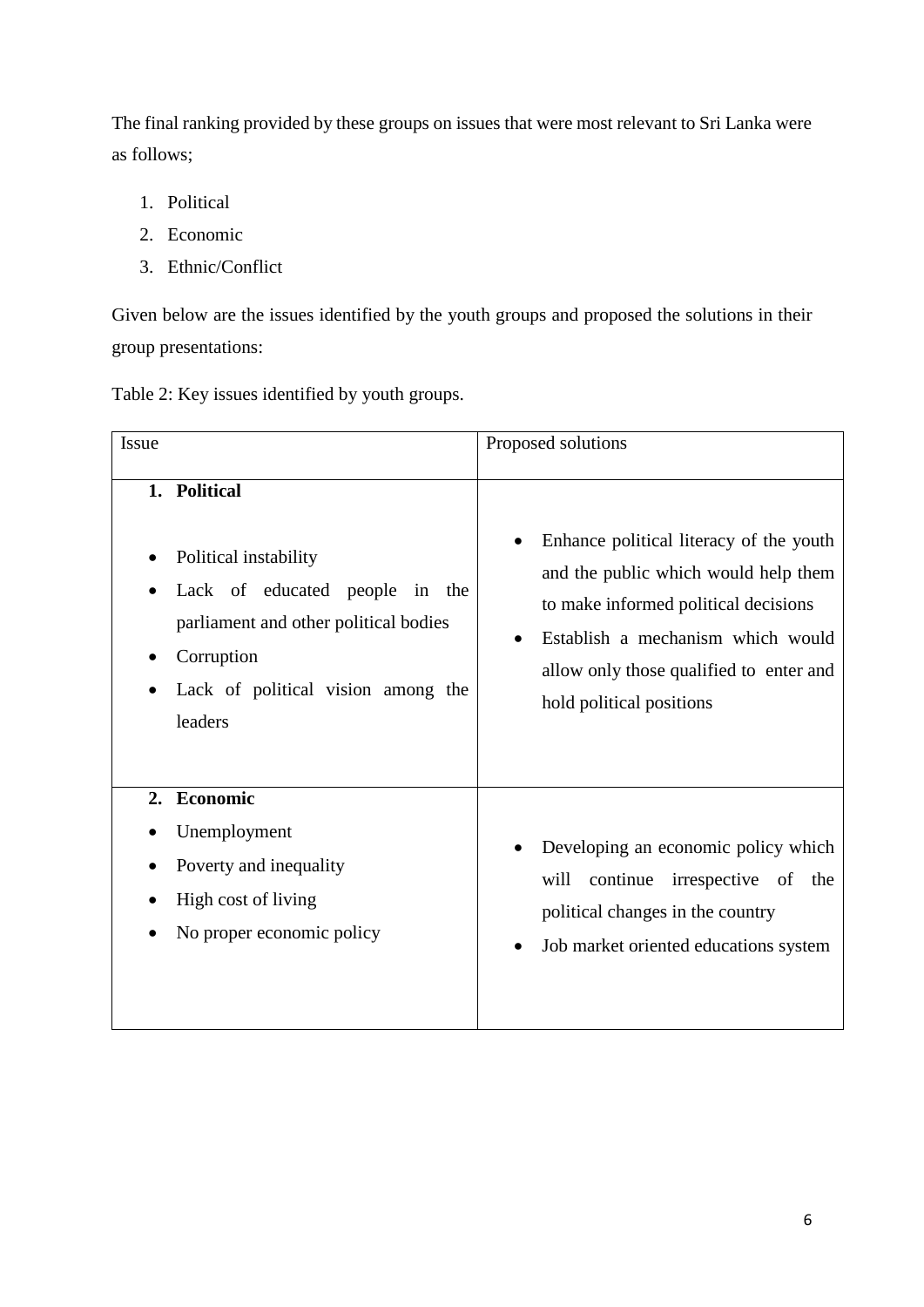The final ranking provided by these groups on issues that were most relevant to Sri Lanka were as follows;

1. Political
2. Economic
3. Ethnic/Conflict

Given below are the issues identified by the youth groups and proposed the solutions in their group presentations:

Table 2: Key issues identified by youth groups.

| Issue | Proposed solutions |
|---|---|
| **1. Political**<br>• Political instability<br>• Lack of educated people in the parliament and other political bodies<br>• Corruption<br>• Lack of political vision among the leaders | • Enhance political literacy of the youth and the public which would help them to make informed political decisions<br>• Establish a mechanism which would allow only those qualified to enter and hold political positions |
| **2. Economic**<br>• Unemployment<br>• Poverty and inequality<br>• High cost of living<br>• No proper economic policy | • Developing an economic policy which will continue irrespective of the political changes in the country<br>• Job market oriented educations system |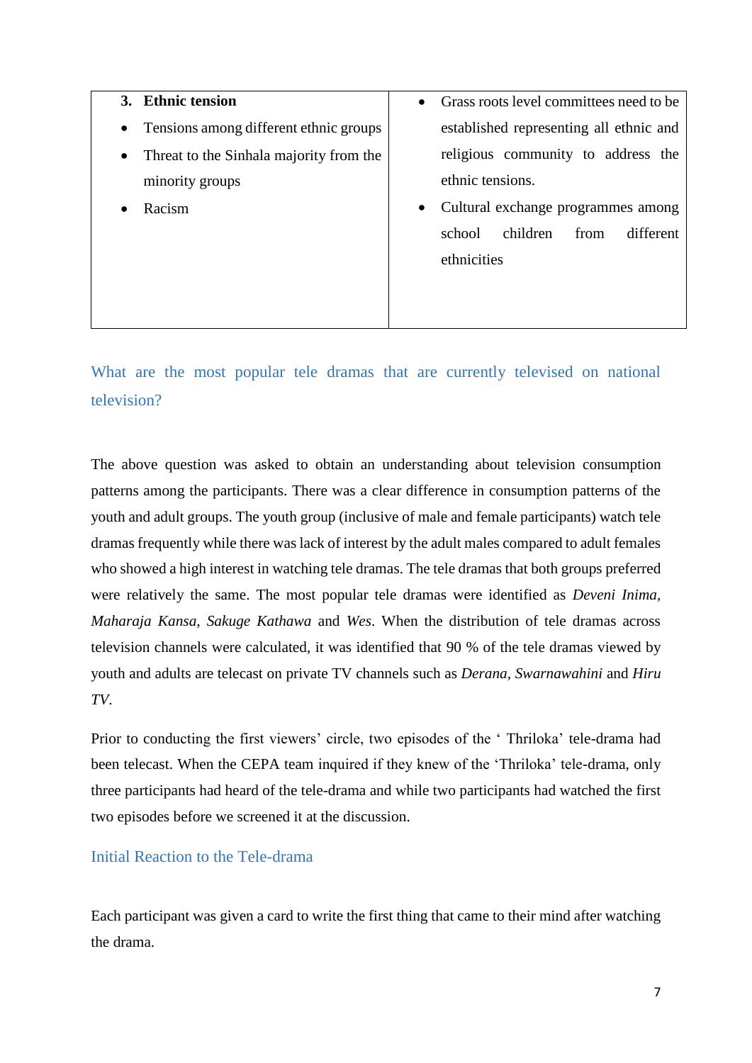| **3. Ethnic tension**<br>• Tensions among different ethnic groups<br>• Threat to the Sinhala majority from the minority groups<br>• Racism | • Grass roots level committees need to be established representing all ethnic and religious community to address the ethnic tensions.<br>• Cultural exchange programmes among school children from different ethnicities |
|---|---|

## What are the most popular tele dramas that are currently televised on national television?

The above question was asked to obtain an understanding about television consumption patterns among the participants. There was a clear difference in consumption patterns of the youth and adult groups. The youth group (inclusive of male and female participants) watch tele dramas frequently while there was lack of interest by the adult males compared to adult females who showed a high interest in watching tele dramas. The tele dramas that both groups preferred were relatively the same. The most popular tele dramas were identified as *Deveni Inima*, *Maharaja Kansa*, *Sakuge Kathawa* and *Wes*. When the distribution of tele dramas across television channels were calculated, it was identified that 90 % of the tele dramas viewed by youth and adults are telecast on private TV channels such as *Derana*, *Swarnawahini* and *Hiru TV*.

Prior to conducting the first viewers' circle, two episodes of the ' Thriloka' tele-drama had been telecast. When the CEPA team inquired if they knew of the 'Thriloka' tele-drama, only three participants had heard of the tele-drama and while two participants had watched the first two episodes before we screened it at the discussion.

## Initial Reaction to the Tele-drama

Each participant was given a card to write the first thing that came to their mind after watching the drama.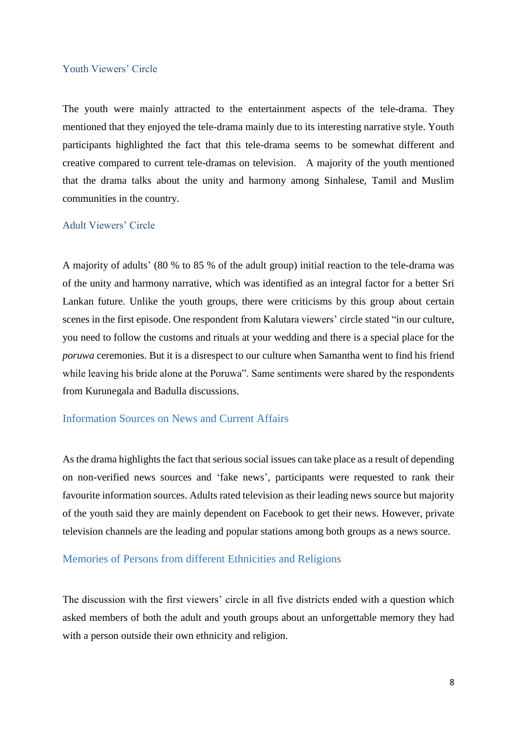### Youth Viewers' Circle

The youth were mainly attracted to the entertainment aspects of the tele-drama. They mentioned that they enjoyed the tele-drama mainly due to its interesting narrative style. Youth participants highlighted the fact that this tele-drama seems to be somewhat different and creative compared to current tele-dramas on television. A majority of the youth mentioned that the drama talks about the unity and harmony among Sinhalese, Tamil and Muslim communities in the country.

### Adult Viewers' Circle

A majority of adults' (80 % to 85 % of the adult group) initial reaction to the tele-drama was of the unity and harmony narrative, which was identified as an integral factor for a better Sri Lankan future. Unlike the youth groups, there were criticisms by this group about certain scenes in the first episode. One respondent from Kalutara viewers' circle stated "in our culture, you need to follow the customs and rituals at your wedding and there is a special place for the *poruwa* ceremonies. But it is a disrespect to our culture when Samantha went to find his friend while leaving his bride alone at the Poruwa". Same sentiments were shared by the respondents from Kurunegala and Badulla discussions.

## Information Sources on News and Current Affairs

As the drama highlights the fact that serious social issues can take place as a result of depending on non-verified news sources and 'fake news', participants were requested to rank their favourite information sources. Adults rated television as their leading news source but majority of the youth said they are mainly dependent on Facebook to get their news. However, private television channels are the leading and popular stations among both groups as a news source.

## Memories of Persons from different Ethnicities and Religions

The discussion with the first viewers' circle in all five districts ended with a question which asked members of both the adult and youth groups about an unforgettable memory they had with a person outside their own ethnicity and religion.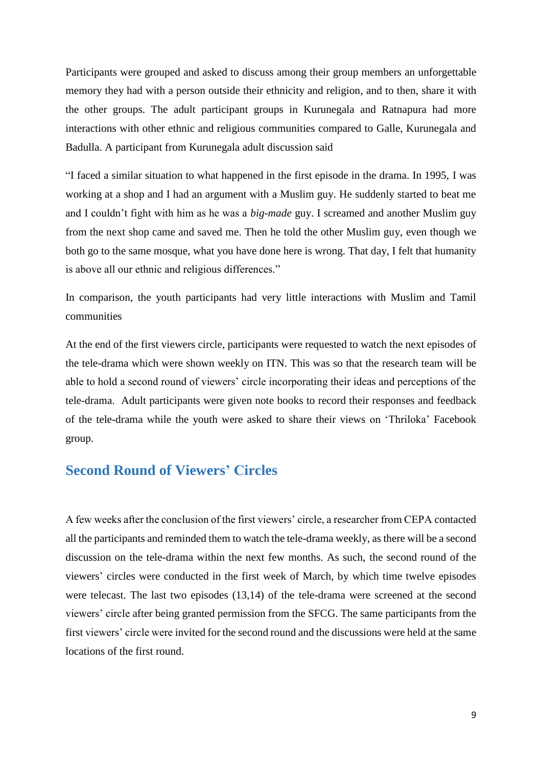Participants were grouped and asked to discuss among their group members an unforgettable memory they had with a person outside their ethnicity and religion, and to then, share it with the other groups. The adult participant groups in Kurunegala and Ratnapura had more interactions with other ethnic and religious communities compared to Galle, Kurunegala and Badulla. A participant from Kurunegala adult discussion said

"I faced a similar situation to what happened in the first episode in the drama. In 1995, I was working at a shop and I had an argument with a Muslim guy. He suddenly started to beat me and I couldn't fight with him as he was a *big-made* guy. I screamed and another Muslim guy from the next shop came and saved me. Then he told the other Muslim guy, even though we both go to the same mosque, what you have done here is wrong. That day, I felt that humanity is above all our ethnic and religious differences."

In comparison, the youth participants had very little interactions with Muslim and Tamil communities

At the end of the first viewers circle, participants were requested to watch the next episodes of the tele-drama which were shown weekly on ITN. This was so that the research team will be able to hold a second round of viewers' circle incorporating their ideas and perceptions of the tele-drama. Adult participants were given note books to record their responses and feedback of the tele-drama while the youth were asked to share their views on 'Thriloka' Facebook group.

## Second Round of Viewers' Circles

A few weeks after the conclusion of the first viewers' circle, a researcher from CEPA contacted all the participants and reminded them to watch the tele-drama weekly, as there will be a second discussion on the tele-drama within the next few months. As such, the second round of the viewers' circles were conducted in the first week of March, by which time twelve episodes were telecast. The last two episodes (13,14) of the tele-drama were screened at the second viewers' circle after being granted permission from the SFCG. The same participants from the first viewers' circle were invited for the second round and the discussions were held at the same locations of the first round.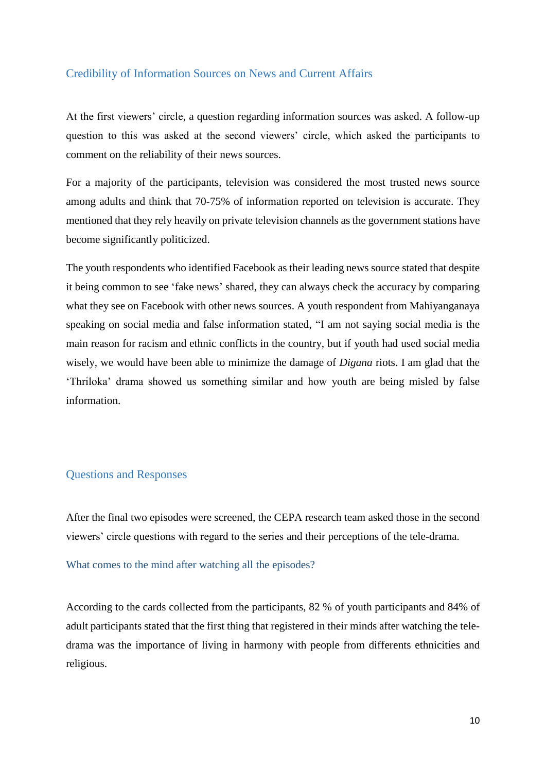## Credibility of Information Sources on News and Current Affairs

At the first viewers' circle, a question regarding information sources was asked. A follow-up question to this was asked at the second viewers' circle, which asked the participants to comment on the reliability of their news sources.

For a majority of the participants, television was considered the most trusted news source among adults and think that 70-75% of information reported on television is accurate. They mentioned that they rely heavily on private television channels as the government stations have become significantly politicized.

The youth respondents who identified Facebook as their leading news source stated that despite it being common to see 'fake news' shared, they can always check the accuracy by comparing what they see on Facebook with other news sources. A youth respondent from Mahiyanganaya speaking on social media and false information stated, "I am not saying social media is the main reason for racism and ethnic conflicts in the country, but if youth had used social media wisely, we would have been able to minimize the damage of *Digana* riots. I am glad that the 'Thriloka' drama showed us something similar and how youth are being misled by false information.

## Questions and Responses

After the final two episodes were screened, the CEPA research team asked those in the second viewers' circle questions with regard to the series and their perceptions of the tele-drama.

### What comes to the mind after watching all the episodes?

According to the cards collected from the participants, 82 % of youth participants and 84% of adult participants stated that the first thing that registered in their minds after watching the tele-drama was the importance of living in harmony with people from differents ethnicities and religious.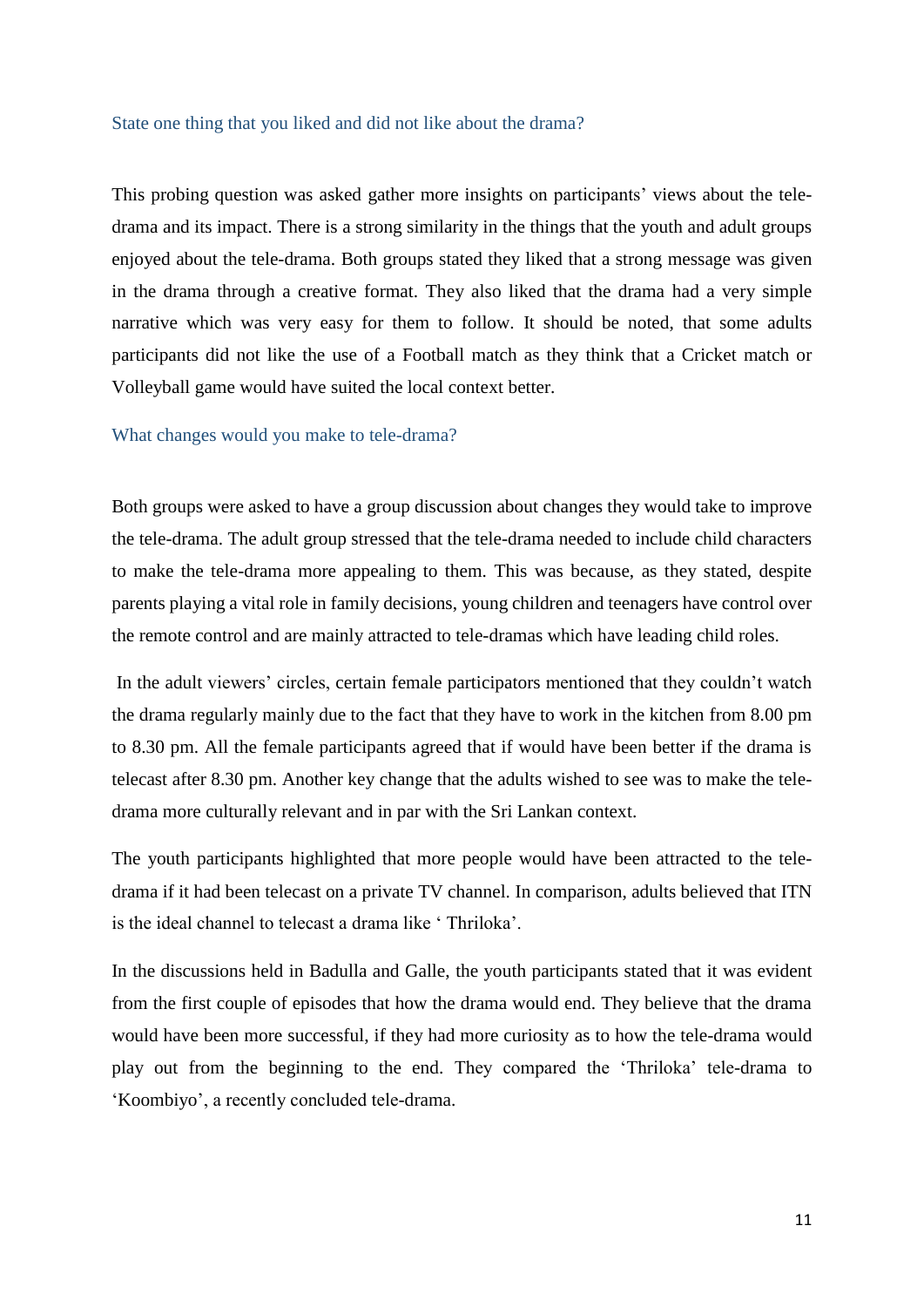### State one thing that you liked and did not like about the drama?

This probing question was asked gather more insights on participants' views about the tele-drama and its impact. There is a strong similarity in the things that the youth and adult groups enjoyed about the tele-drama. Both groups stated they liked that a strong message was given in the drama through a creative format. They also liked that the drama had a very simple narrative which was very easy for them to follow. It should be noted, that some adults participants did not like the use of a Football match as they think that a Cricket match or Volleyball game would have suited the local context better.

### What changes would you make to tele-drama?

Both groups were asked to have a group discussion about changes they would take to improve the tele-drama. The adult group stressed that the tele-drama needed to include child characters to make the tele-drama more appealing to them. This was because, as they stated, despite parents playing a vital role in family decisions, young children and teenagers have control over the remote control and are mainly attracted to tele-dramas which have leading child roles.

In the adult viewers' circles, certain female participators mentioned that they couldn't watch the drama regularly mainly due to the fact that they have to work in the kitchen from 8.00 pm to 8.30 pm. All the female participants agreed that if would have been better if the drama is telecast after 8.30 pm. Another key change that the adults wished to see was to make the tele-drama more culturally relevant and in par with the Sri Lankan context.

The youth participants highlighted that more people would have been attracted to the tele-drama if it had been telecast on a private TV channel. In comparison, adults believed that ITN is the ideal channel to telecast a drama like ' Thriloka'.

In the discussions held in Badulla and Galle, the youth participants stated that it was evident from the first couple of episodes that how the drama would end. They believe that the drama would have been more successful, if they had more curiosity as to how the tele-drama would play out from the beginning to the end. They compared the 'Thriloka' tele-drama to 'Koombiyo', a recently concluded tele-drama.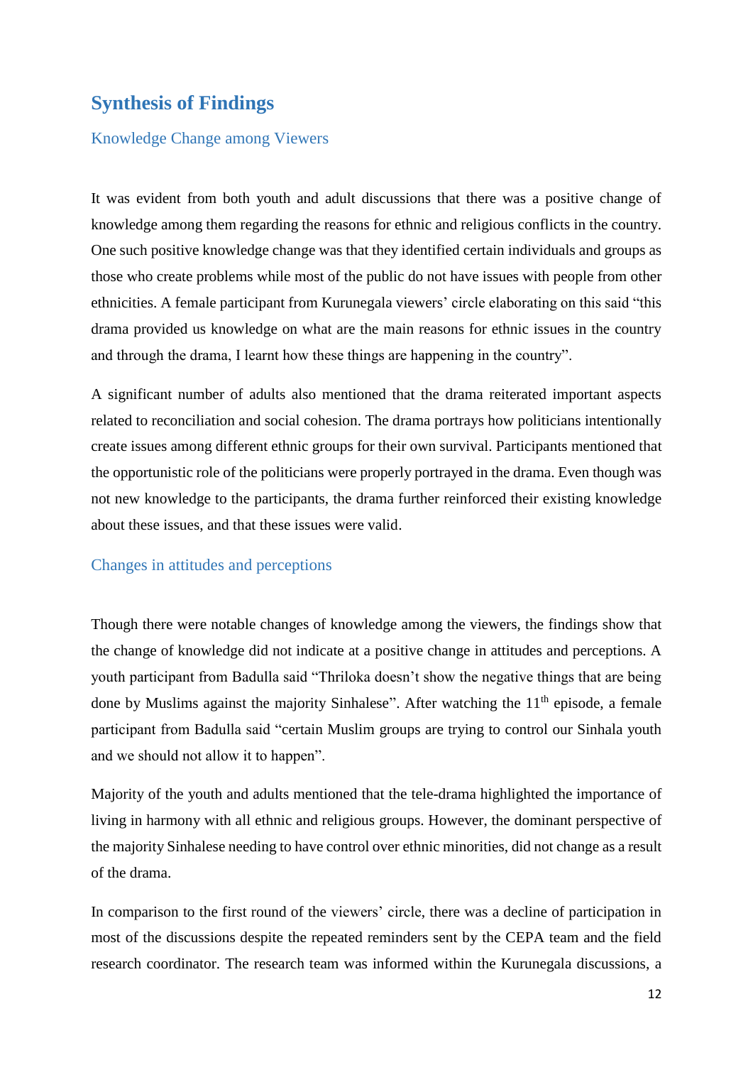# Synthesis of Findings

## Knowledge Change among Viewers

It was evident from both youth and adult discussions that there was a positive change of knowledge among them regarding the reasons for ethnic and religious conflicts in the country. One such positive knowledge change was that they identified certain individuals and groups as those who create problems while most of the public do not have issues with people from other ethnicities. A female participant from Kurunegala viewers' circle elaborating on this said "this drama provided us knowledge on what are the main reasons for ethnic issues in the country and through the drama, I learnt how these things are happening in the country".

A significant number of adults also mentioned that the drama reiterated important aspects related to reconciliation and social cohesion. The drama portrays how politicians intentionally create issues among different ethnic groups for their own survival. Participants mentioned that the opportunistic role of the politicians were properly portrayed in the drama. Even though was not new knowledge to the participants, the drama further reinforced their existing knowledge about these issues, and that these issues were valid.

## Changes in attitudes and perceptions

Though there were notable changes of knowledge among the viewers, the findings show that the change of knowledge did not indicate at a positive change in attitudes and perceptions. A youth participant from Badulla said "Thriloka doesn't show the negative things that are being done by Muslims against the majority Sinhalese". After watching the 11th episode, a female participant from Badulla said "certain Muslim groups are trying to control our Sinhala youth and we should not allow it to happen".

Majority of the youth and adults mentioned that the tele-drama highlighted the importance of living in harmony with all ethnic and religious groups. However, the dominant perspective of the majority Sinhalese needing to have control over ethnic minorities, did not change as a result of the drama.

In comparison to the first round of the viewers' circle, there was a decline of participation in most of the discussions despite the repeated reminders sent by the CEPA team and the field research coordinator. The research team was informed within the Kurunegala discussions, a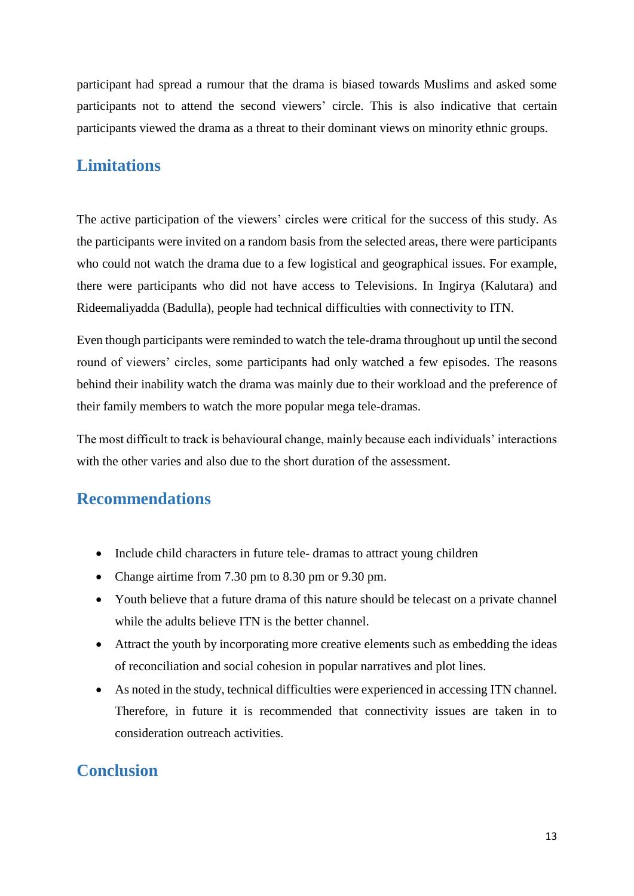participant had spread a rumour that the drama is biased towards Muslims and asked some participants not to attend the second viewers' circle. This is also indicative that certain participants viewed the drama as a threat to their dominant views on minority ethnic groups.

## Limitations

The active participation of the viewers' circles were critical for the success of this study. As the participants were invited on a random basis from the selected areas, there were participants who could not watch the drama due to a few logistical and geographical issues. For example, there were participants who did not have access to Televisions. In Ingirya (Kalutara) and Rideemaliyadda (Badulla), people had technical difficulties with connectivity to ITN.

Even though participants were reminded to watch the tele-drama throughout up until the second round of viewers' circles, some participants had only watched a few episodes. The reasons behind their inability watch the drama was mainly due to their workload and the preference of their family members to watch the more popular mega tele-dramas.

The most difficult to track is behavioural change, mainly because each individuals' interactions with the other varies and also due to the short duration of the assessment.

## Recommendations

- Include child characters in future tele- dramas to attract young children
- Change airtime from 7.30 pm to 8.30 pm or 9.30 pm.
- Youth believe that a future drama of this nature should be telecast on a private channel while the adults believe ITN is the better channel.
- Attract the youth by incorporating more creative elements such as embedding the ideas of reconciliation and social cohesion in popular narratives and plot lines.
- As noted in the study, technical difficulties were experienced in accessing ITN channel. Therefore, in future it is recommended that connectivity issues are taken in to consideration outreach activities.

## Conclusion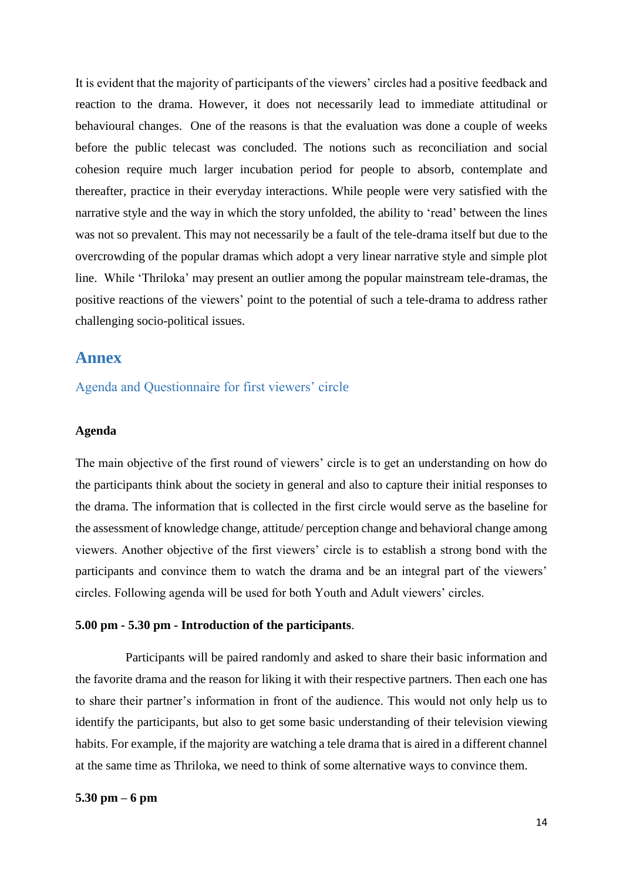It is evident that the majority of participants of the viewers' circles had a positive feedback and reaction to the drama. However, it does not necessarily lead to immediate attitudinal or behavioural changes. One of the reasons is that the evaluation was done a couple of weeks before the public telecast was concluded. The notions such as reconciliation and social cohesion require much larger incubation period for people to absorb, contemplate and thereafter, practice in their everyday interactions. While people were very satisfied with the narrative style and the way in which the story unfolded, the ability to 'read' between the lines was not so prevalent. This may not necessarily be a fault of the tele-drama itself but due to the overcrowding of the popular dramas which adopt a very linear narrative style and simple plot line. While 'Thriloka' may present an outlier among the popular mainstream tele-dramas, the positive reactions of the viewers' point to the potential of such a tele-drama to address rather challenging socio-political issues.

# Annex

## Agenda and Questionnaire for first viewers' circle

### Agenda

The main objective of the first round of viewers' circle is to get an understanding on how do the participants think about the society in general and also to capture their initial responses to the drama. The information that is collected in the first circle would serve as the baseline for the assessment of knowledge change, attitude/ perception change and behavioral change among viewers. Another objective of the first viewers' circle is to establish a strong bond with the participants and convince them to watch the drama and be an integral part of the viewers' circles. Following agenda will be used for both Youth and Adult viewers' circles.

**5.00 pm - 5.30 pm - Introduction of the participants**.

Participants will be paired randomly and asked to share their basic information and the favorite drama and the reason for liking it with their respective partners. Then each one has to share their partner's information in front of the audience. This would not only help us to identify the participants, but also to get some basic understanding of their television viewing habits. For example, if the majority are watching a tele drama that is aired in a different channel at the same time as Thriloka, we need to think of some alternative ways to convince them.

**5.30 pm – 6 pm**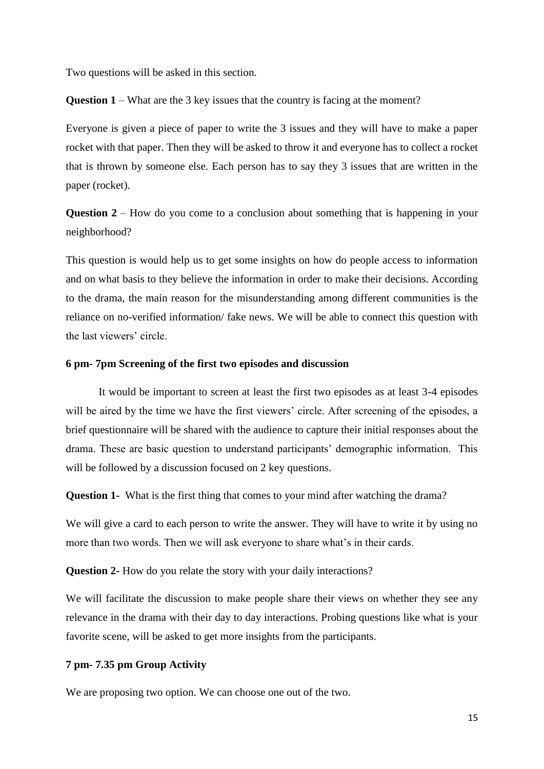Two questions will be asked in this section.

**Question 1** – What are the 3 key issues that the country is facing at the moment?

Everyone is given a piece of paper to write the 3 issues and they will have to make a paper rocket with that paper. Then they will be asked to throw it and everyone has to collect a rocket that is thrown by someone else. Each person has to say they 3 issues that are written in the paper (rocket).

**Question 2** – How do you come to a conclusion about something that is happening in your neighborhood?

This question is would help us to get some insights on how do people access to information and on what basis to they believe the information in order to make their decisions. According to the drama, the main reason for the misunderstanding among different communities is the reliance on no-verified information/ fake news. We will be able to connect this question with the last viewers' circle.

**6 pm- 7pm Screening of the first two episodes and discussion**

It would be important to screen at least the first two episodes as at least 3-4 episodes will be aired by the time we have the first viewers' circle. After screening of the episodes, a brief questionnaire will be shared with the audience to capture their initial responses about the drama. These are basic question to understand participants' demographic information. This will be followed by a discussion focused on 2 key questions.

**Question 1-** What is the first thing that comes to your mind after watching the drama?

We will give a card to each person to write the answer. They will have to write it by using no more than two words. Then we will ask everyone to share what's in their cards.

**Question 2-** How do you relate the story with your daily interactions?

We will facilitate the discussion to make people share their views on whether they see any relevance in the drama with their day to day interactions. Probing questions like what is your favorite scene, will be asked to get more insights from the participants.

**7 pm- 7.35 pm Group Activity**

We are proposing two option. We can choose one out of the two.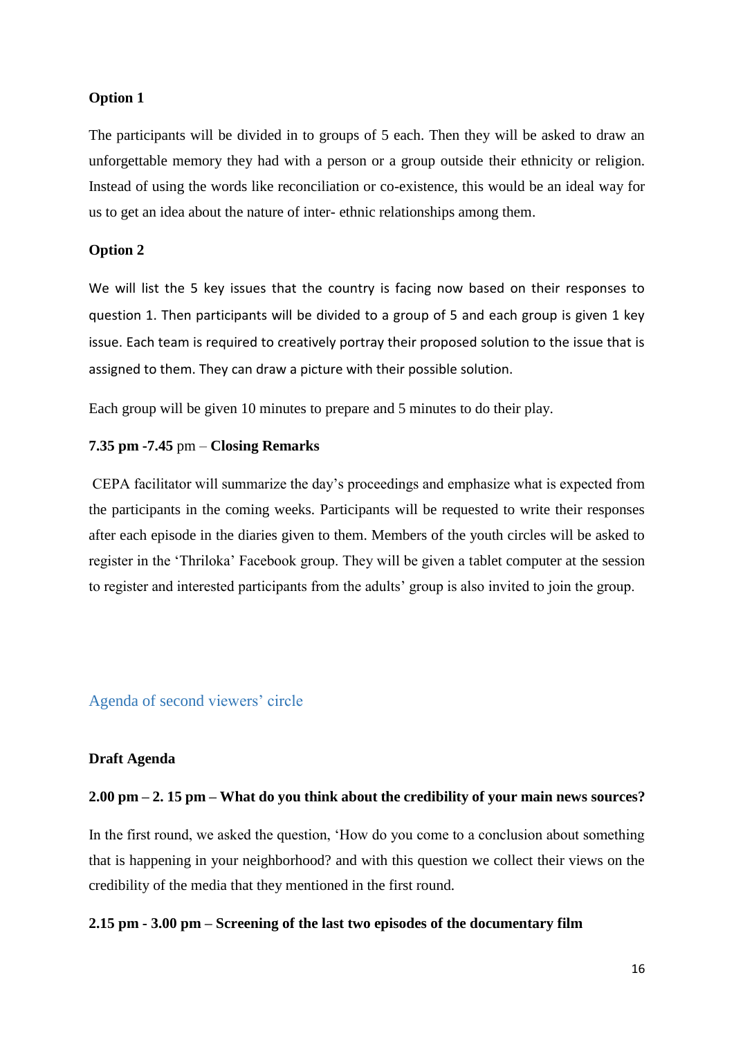**Option 1**

The participants will be divided in to groups of 5 each. Then they will be asked to draw an unforgettable memory they had with a person or a group outside their ethnicity or religion. Instead of using the words like reconciliation or co-existence, this would be an ideal way for us to get an idea about the nature of inter- ethnic relationships among them.

**Option 2**

We will list the 5 key issues that the country is facing now based on their responses to question 1. Then participants will be divided to a group of 5 and each group is given 1 key issue. Each team is required to creatively portray their proposed solution to the issue that is assigned to them. They can draw a picture with their possible solution.

Each group will be given 10 minutes to prepare and 5 minutes to do their play.

**7.35 pm -7.45** pm – **Closing Remarks**

CEPA facilitator will summarize the day's proceedings and emphasize what is expected from the participants in the coming weeks. Participants will be requested to write their responses after each episode in the diaries given to them. Members of the youth circles will be asked to register in the 'Thriloka' Facebook group. They will be given a tablet computer at the session to register and interested participants from the adults' group is also invited to join the group.

## Agenda of second viewers' circle

**Draft Agenda**

**2.00 pm – 2. 15 pm – What do you think about the credibility of your main news sources?**

In the first round, we asked the question, 'How do you come to a conclusion about something that is happening in your neighborhood? and with this question we collect their views on the credibility of the media that they mentioned in the first round.

**2.15 pm - 3.00 pm – Screening of the last two episodes of the documentary film**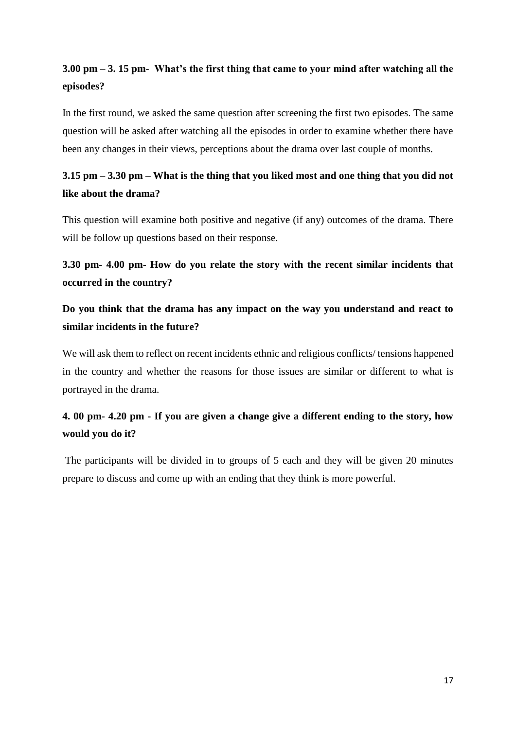**3.00 pm – 3. 15 pm- What's the first thing that came to your mind after watching all the episodes?**

In the first round, we asked the same question after screening the first two episodes. The same question will be asked after watching all the episodes in order to examine whether there have been any changes in their views, perceptions about the drama over last couple of months.

**3.15 pm – 3.30 pm – What is the thing that you liked most and one thing that you did not like about the drama?**

This question will examine both positive and negative (if any) outcomes of the drama. There will be follow up questions based on their response.

**3.30 pm- 4.00 pm- How do you relate the story with the recent similar incidents that occurred in the country?**

**Do you think that the drama has any impact on the way you understand and react to similar incidents in the future?**

We will ask them to reflect on recent incidents ethnic and religious conflicts/ tensions happened in the country and whether the reasons for those issues are similar or different to what is portrayed in the drama.

**4. 00 pm- 4.20 pm - If you are given a change give a different ending to the story, how would you do it?**

The participants will be divided in to groups of 5 each and they will be given 20 minutes prepare to discuss and come up with an ending that they think is more powerful.